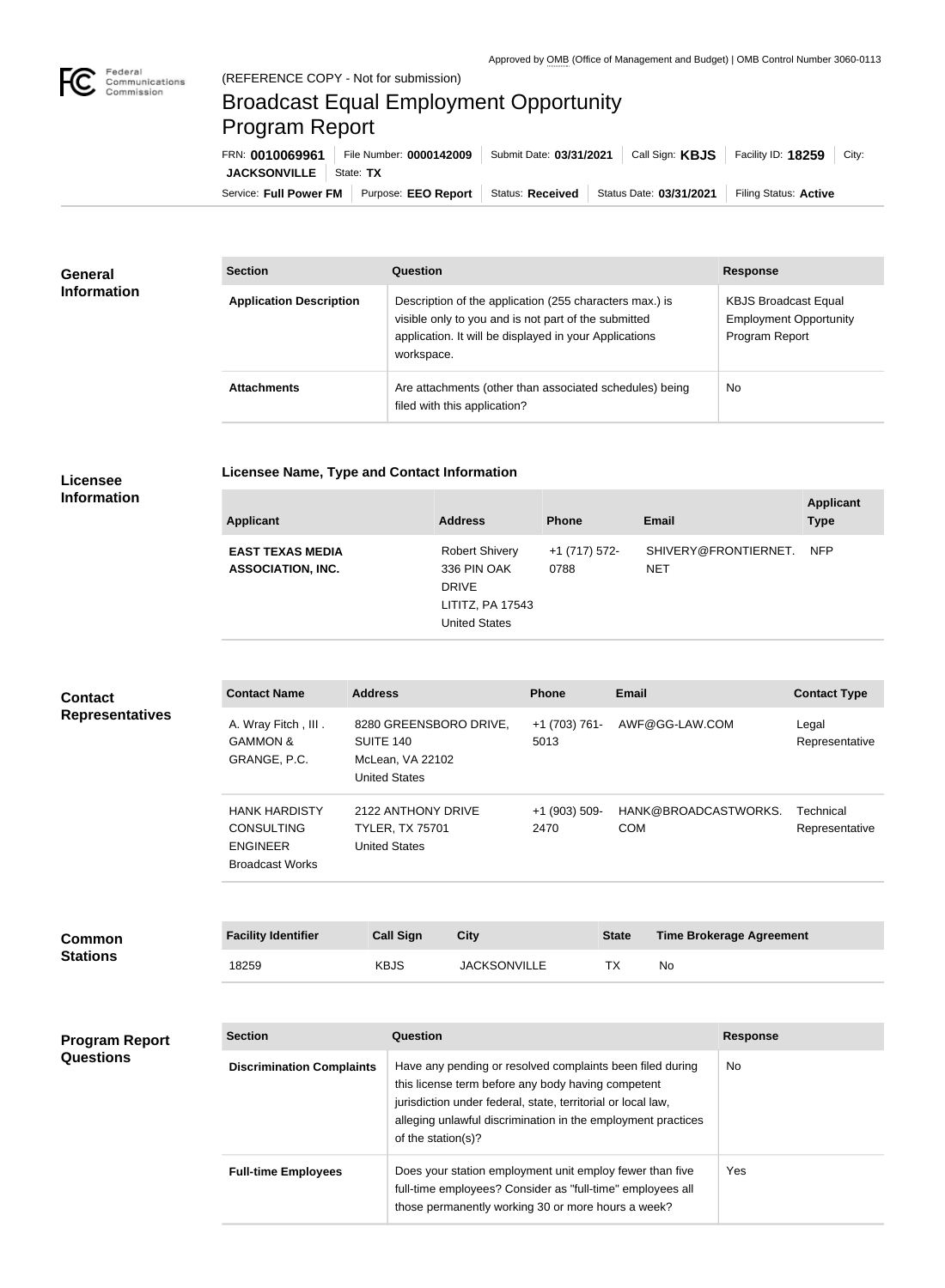Approved by OMB (Office of Management and Budget) | OMB Control Number 3060-0113

(REFERENCE COPY - Not for submission)

# Broadcast Equal Employment Opportunity Program Report

FRN: **0010069961** | File Number: **0000142009** | Submit Date: **03/31/2021** | Call Sign: **KBJS** | Facility ID: **18259** | City: **JACKSONVILLE** | State: **TX**

Service: **Full Power FM** | Purpose: **EEO Report** | Status: **Received** | Status Date: **03/31/2021** | Filing Status: **Active**

## General Information

| Section | Question | Response |
|---|---|---|
| **Application Description** | Description of the application (255 characters max.) is visible only to you and is not part of the submitted application. It will be displayed in your Applications workspace. | KBJS Broadcast Equal Employment Opportunity Program Report |
| **Attachments** | Are attachments (other than associated schedules) being filed with this application? | No |

## Licensee Information

### Licensee Name, Type and Contact Information

| Applicant | Address | Phone | Email | Applicant Type |
|---|---|---|---|---|
| **EAST TEXAS MEDIA ASSOCIATION, INC.** | Robert Shivery<br>336 PIN OAK DRIVE<br>LITITZ, PA 17543<br>United States | +1 (717) 572-0788 | SHIVERY@FRONTIERNET.NET | NFP |

## Contact Representatives

| Contact Name | Address | Phone | Email | Contact Type |
|---|---|---|---|---|
| A. Wray Fitch , III .<br>GAMMON & GRANGE, P.C. | 8280 GREENSBORO DRIVE, SUITE 140<br>McLean, VA 22102<br>United States | +1 (703) 761-5013 | AWF@GG-LAW.COM | Legal Representative |
| HANK HARDISTY<br>CONSULTING ENGINEER<br>Broadcast Works | 2122 ANTHONY DRIVE<br>TYLER, TX 75701<br>United States | +1 (903) 509-2470 | HANK@BROADCASTWORKS.COM | Technical Representative |

## Common Stations

| Facility Identifier | Call Sign | City | State | Time Brokerage Agreement |
|---|---|---|---|---|
| 18259 | KBJS | JACKSONVILLE | TX | No |

## Program Report Questions

| Section | Question | Response |
|---|---|---|
| **Discrimination Complaints** | Have any pending or resolved complaints been filed during this license term before any body having competent jurisdiction under federal, state, territorial or local law, alleging unlawful discrimination in the employment practices of the station(s)? | No |
| **Full-time Employees** | Does your station employment unit employ fewer than five full-time employees? Consider as "full-time" employees all those permanently working 30 or more hours a week? | Yes |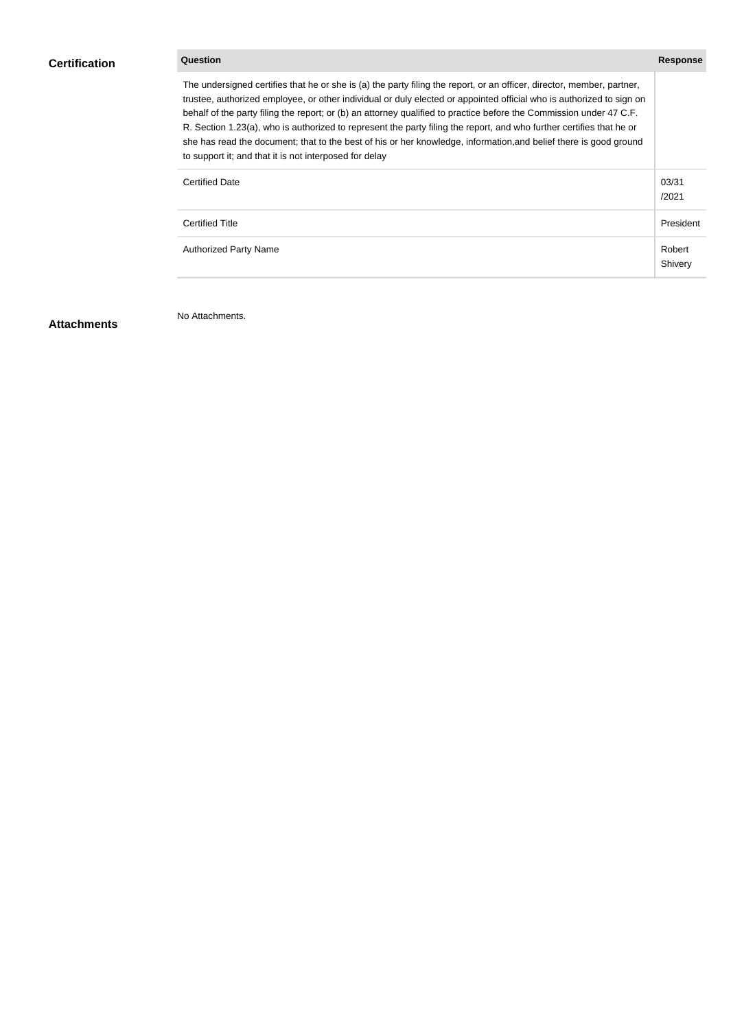## Certification

| Question | Response |
| --- | --- |
| The undersigned certifies that he or she is (a) the party filing the report, or an officer, director, member, partner, trustee, authorized employee, or other individual or duly elected or appointed official who is authorized to sign on behalf of the party filing the report; or (b) an attorney qualified to practice before the Commission under 47 C.F. R. Section 1.23(a), who is authorized to represent the party filing the report, and who further certifies that he or she has read the document; that to the best of his or her knowledge, information,and belief there is good ground to support it; and that it is not interposed for delay | |
| Certified Date | 03/31/2021 |
| Certified Title | President |
| Authorized Party Name | Robert Shivery |

## Attachments

No Attachments.